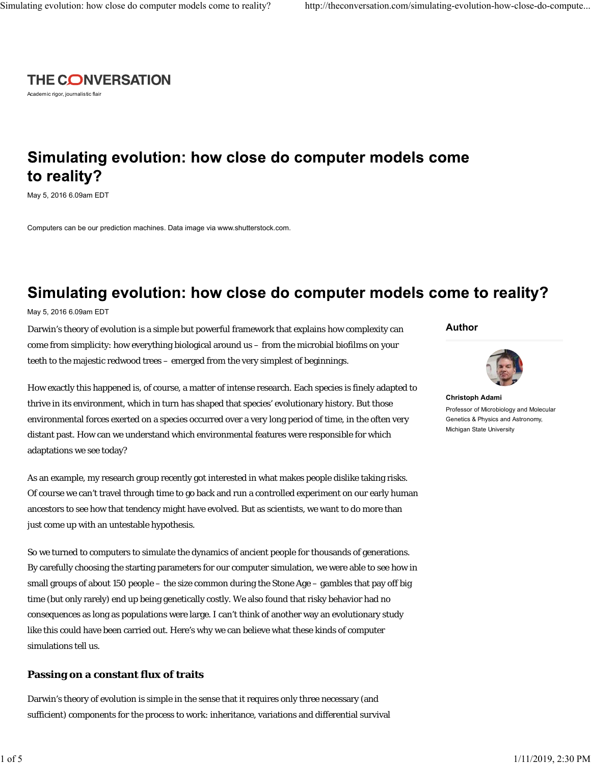THE CONVERSATION

Academic rigor, journalistic flair

# Simulating evolution: how close do computer models come to reality?

May 5, 2016 6.09am EDT

Computers can be our prediction machines. Data image via www.shutterstock.com.

# Simulating evolution: how close do computer models come to reality?

May 5, 2016 6.09am EDT

**Author**

**Christoph Adami**

Professor of Microbiology and Molecular Genetics & Physics and Astronomy, Michigan State University

Darwin's theory of evolution is a simple but powerful framework that explains how complexity can come from simplicity: how everything biological around us – from the microbial biofilms on your teeth to the majestic redwood trees – emerged from the very simplest of beginnings.

How exactly this happened is, of course, a matter of intense research. Each species is finely adapted to thrive in its environment, which in turn has shaped that species' evolutionary history. But those environmental forces exerted on a species occurred over a very long period of time, in the often very distant past. How can we understand which environmental features were responsible for which adaptations we see today?

As an example, my research group recently got interested in what makes people dislike taking risks. Of course we can't travel through time to go back and run a controlled experiment on our early human ancestors to see how that tendency might have evolved. But as scientists, we want to do more than just come up with an untestable hypothesis.

So we turned to computers to simulate the dynamics of ancient people for thousands of generations. By carefully choosing the starting parameters for our computer simulation, we were able to see how in small groups of about 150 people – the size common during the Stone Age – gambles that pay off big time (but only rarely) end up being genetically costly. We also found that risky behavior had no consequences as long as populations were large. I can't think of another way an evolutionary study like this could have been carried out. Here's why we can believe what these kinds of computer simulations tell us.

## Passing on a constant flux of traits

Darwin's theory of evolution is simple in the sense that it requires only three necessary (and sufficient) components for the process to work: inheritance, variations and differential survival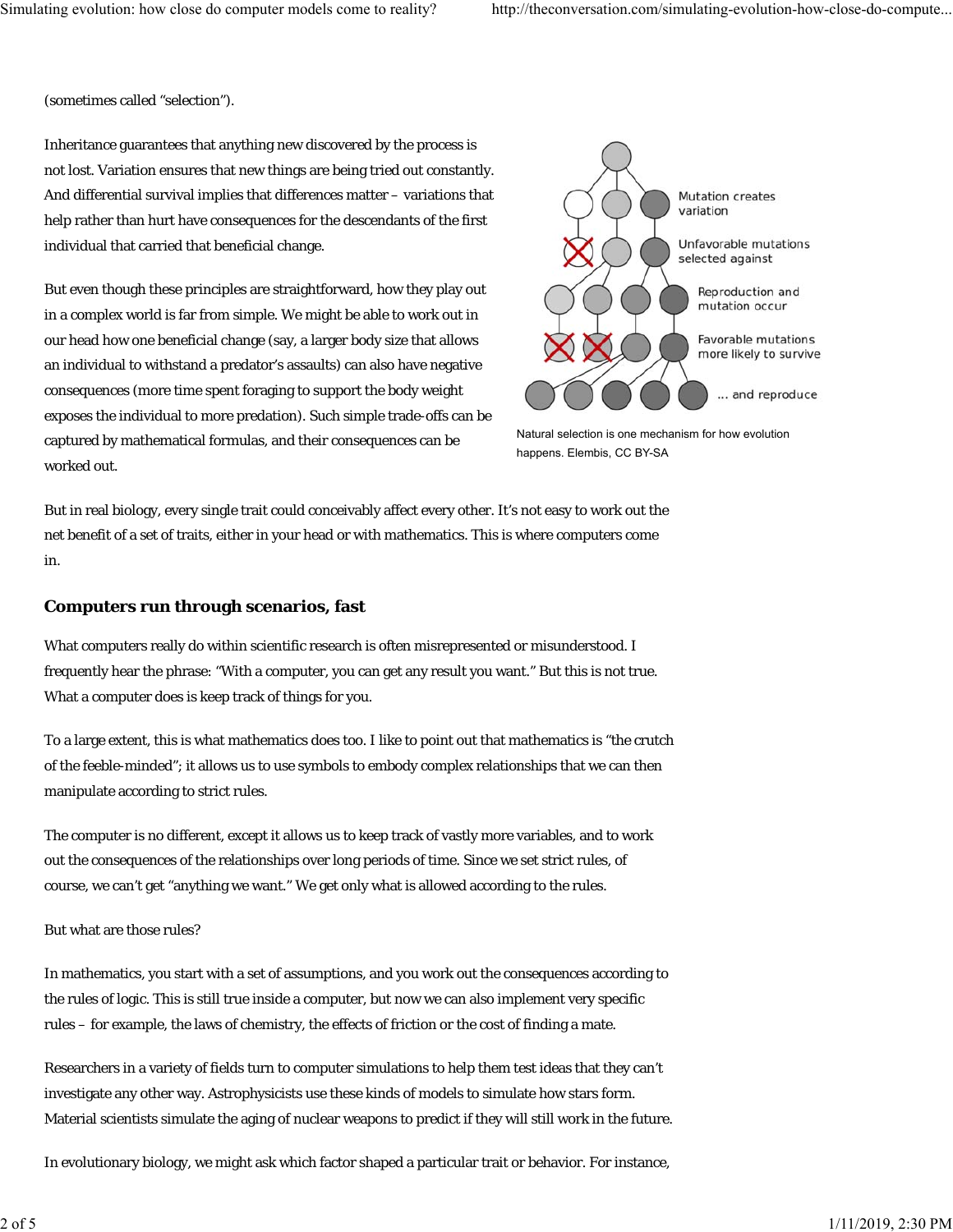(sometimes called "selection").

Inheritance guarantees that anything new discovered by the process is not lost. Variation ensures that new things are being tried out constantly. And differential survival implies that differences matter – variations that help rather than hurt have consequences for the descendants of the first individual that carried that beneficial change.

But even though these principles are straightforward, how they play out in a complex world is far from simple. We might be able to work out in our head how one beneficial change (say, a larger body size that allows an individual to withstand a predator's assaults) can also have negative consequences (more time spent foraging to support the body weight exposes the individual to more predation). Such simple trade-offs can be captured by mathematical formulas, and their consequences can be worked out.

Mutation creates variation

Unfavorable mutations selected against

Reproduction and mutation occur

Favorable mutations more likely to survive

... and reproduce

Natural selection is one mechanism for how evolution happens. Elembis, CC BY-SA

But in real biology, every single trait could conceivably affect every other. It's not easy to work out the net benefit of a set of traits, either in your head or with mathematics. This is where computers come in.

## Computers run through scenarios, fast

What computers really do within scientific research is often misrepresented or misunderstood. I frequently hear the phrase: "With a computer, you can get any result you want." But this is not true. What a computer does is keep track of things for you.

To a large extent, this is what mathematics does too. I like to point out that mathematics is "the crutch of the feeble-minded"; it allows us to use symbols to embody complex relationships that we can then manipulate according to strict rules.

The computer is no different, except it allows us to keep track of vastly more variables, and to work out the consequences of the relationships over long periods of time. Since we set strict rules, of course, we can't get "anything we want." We get only what is allowed according to the rules.

But what are those rules?

In mathematics, you start with a set of assumptions, and you work out the consequences according to the rules of logic. This is still true inside a computer, but now we can also implement very specific rules – for example, the laws of chemistry, the effects of friction or the cost of finding a mate.

Researchers in a variety of fields turn to computer simulations to help them test ideas that they can't investigate any other way. Astrophysicists use these kinds of models to simulate how stars form. Material scientists simulate the aging of nuclear weapons to predict if they will still work in the future.

In evolutionary biology, we might ask which factor shaped a particular trait or behavior. For instance,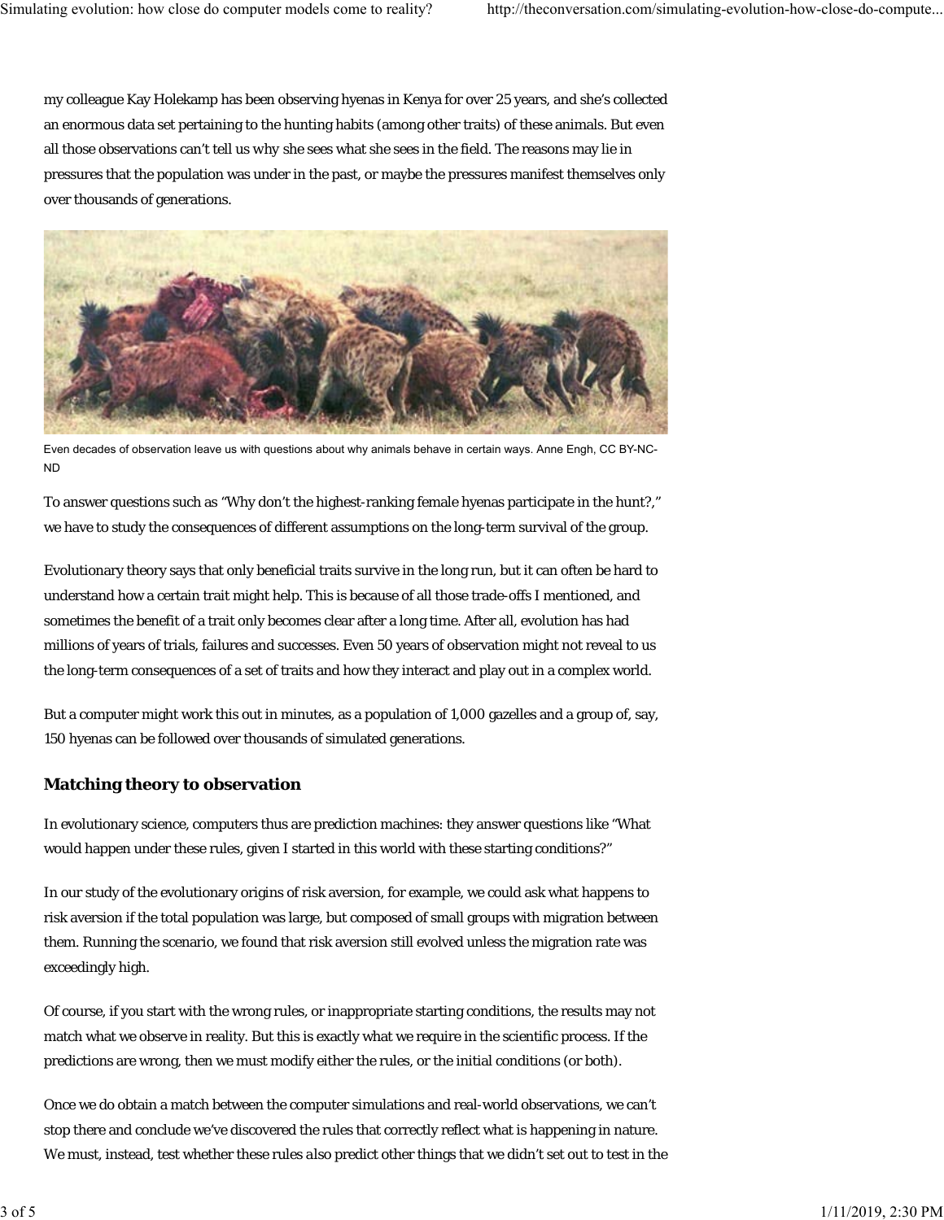my colleague Kay Holekamp has been observing hyenas in Kenya for over 25 years, and she's collected an enormous data set pertaining to the hunting habits (among other traits) of these animals. But even all those observations can't tell us why she sees what she sees in the field. The reasons may lie in pressures that the population was under in the past, or maybe the pressures manifest themselves only over thousands of generations.

Even decades of observation leave us with questions about why animals behave in certain ways. Anne Engh, CC BY-NC-ND

To answer questions such as "Why don't the highest-ranking female hyenas participate in the hunt?," we have to study the consequences of different assumptions on the long-term survival of the group.

Evolutionary theory says that only beneficial traits survive in the long run, but it can often be hard to understand how a certain trait might help. This is because of all those trade-offs I mentioned, and sometimes the benefit of a trait only becomes clear after a long time. After all, evolution has had millions of years of trials, failures and successes. Even 50 years of observation might not reveal to us the long-term consequences of a set of traits and how they interact and play out in a complex world.

But a computer might work this out in minutes, as a population of 1,000 gazelles and a group of, say, 150 hyenas can be followed over thousands of simulated generations.

### Matching theory to observation

In evolutionary science, computers thus are prediction machines: they answer questions like "What would happen under these rules, given I started in this world with these starting conditions?"

In our study of the evolutionary origins of risk aversion, for example, we could ask what happens to risk aversion if the total population was large, but composed of small groups with migration between them. Running the scenario, we found that risk aversion still evolved unless the migration rate was exceedingly high.

Of course, if you start with the wrong rules, or inappropriate starting conditions, the results may not match what we observe in reality. But this is exactly what we require in the scientific process. If the predictions are wrong, then we must modify either the rules, or the initial conditions (or both).

Once we do obtain a match between the computer simulations and real-world observations, we can't stop there and conclude we've discovered the rules that correctly reflect what is happening in nature. We must, instead, test whether these rules also predict other things that we didn't set out to test in the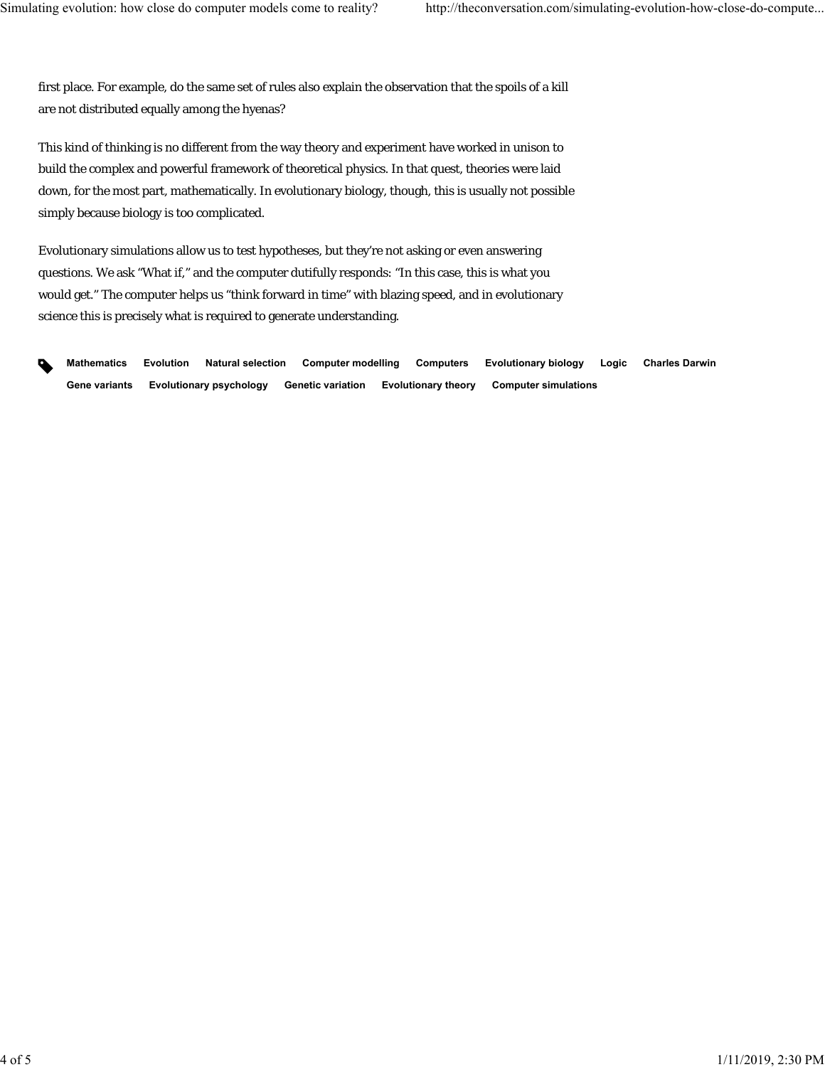first place. For example, do the same set of rules also explain the observation that the spoils of a kill are not distributed equally among the hyenas?

This kind of thinking is no different from the way theory and experiment have worked in unison to build the complex and powerful framework of theoretical physics. In that quest, theories were laid down, for the most part, mathematically. In evolutionary biology, though, this is usually not possible simply because biology is too complicated.

Evolutionary simulations allow us to test hypotheses, but they're not asking or even answering questions. We ask "What if," and the computer dutifully responds: "In this case, this is what you would get." The computer helps us "think forward in time" with blazing speed, and in evolutionary science this is precisely what is required to generate understanding.

**Mathematics** **Evolution** **Natural selection** **Computer modelling** **Computers** **Evolutionary biology** **Logic** **Charles Darwin** **Gene variants** **Evolutionary psychology** **Genetic variation** **Evolutionary theory** **Computer simulations**